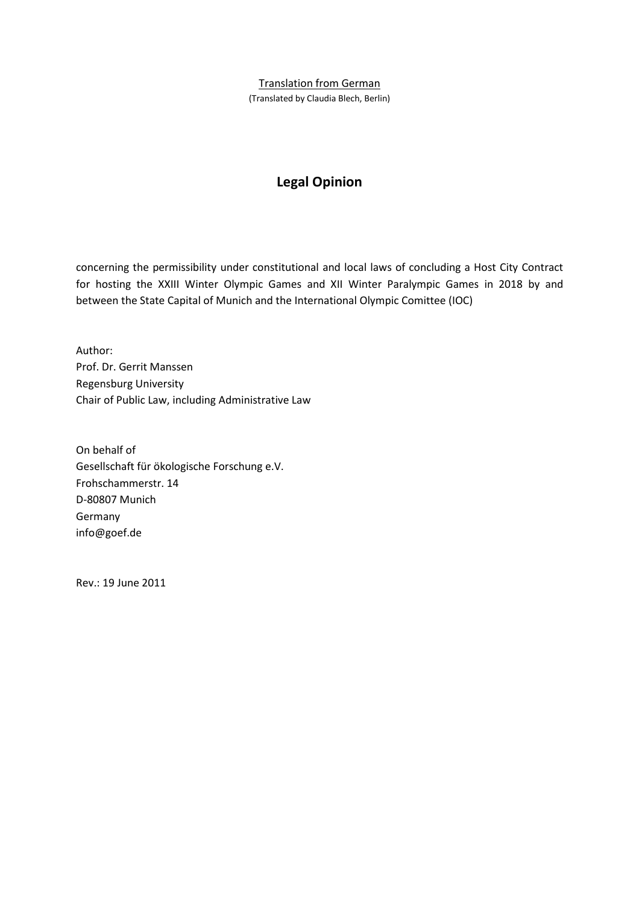<u>Translation from German</u>

(Translated by Claudia Blech, Berlin)

# Legal Opinion

concerning the permissibility under constitutional and local laws of concluding a Host City Contract for hosting the XXIII Winter Olympic Games and XII Winter Paralympic Games in 2018 by and between the State Capital of Munich and the International Olympic Comittee (IOC)

Author:
Prof. Dr. Gerrit Manssen
Regensburg University
Chair of Public Law, including Administrative Law

On behalf of
Gesellschaft für ökologische Forschung e.V.
Frohschammerstr. 14
D-80807 Munich
Germany
info@goef.de

Rev.: 19 June 2011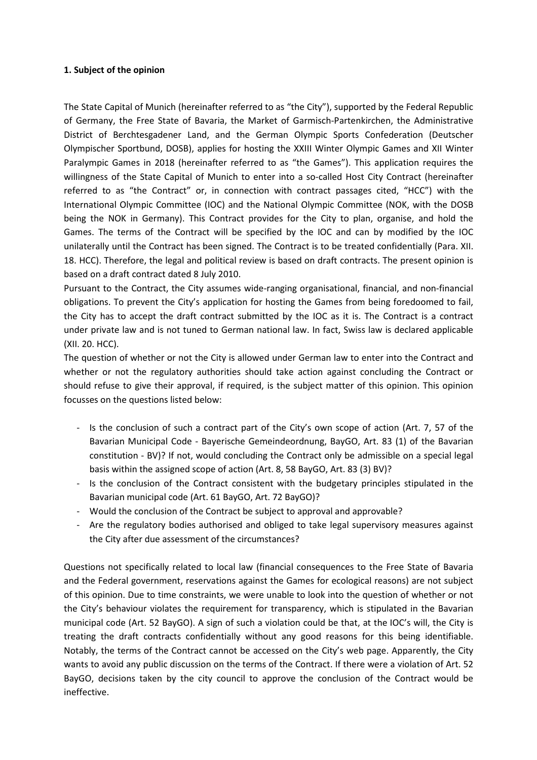**1. Subject of the opinion**

The State Capital of Munich (hereinafter referred to as “the City”), supported by the Federal Republic of Germany, the Free State of Bavaria, the Market of Garmisch-Partenkirchen, the Administrative District of Berchtesgadener Land, and the German Olympic Sports Confederation (Deutscher Olympischer Sportbund, DOSB), applies for hosting the XXIII Winter Olympic Games and XII Winter Paralympic Games in 2018 (hereinafter referred to as “the Games”). This application requires the willingness of the State Capital of Munich to enter into a so-called Host City Contract (hereinafter referred to as “the Contract” or, in connection with contract passages cited, “HCC”) with the International Olympic Committee (IOC) and the National Olympic Committee (NOK, with the DOSB being the NOK in Germany). This Contract provides for the City to plan, organise, and hold the Games. The terms of the Contract will be specified by the IOC and can by modified by the IOC unilaterally until the Contract has been signed. The Contract is to be treated confidentially (Para. XII. 18. HCC). Therefore, the legal and political review is based on draft contracts. The present opinion is based on a draft contract dated 8 July 2010.

Pursuant to the Contract, the City assumes wide-ranging organisational, financial, and non-financial obligations. To prevent the City’s application for hosting the Games from being foredoomed to fail, the City has to accept the draft contract submitted by the IOC as it is. The Contract is a contract under private law and is not tuned to German national law. In fact, Swiss law is declared applicable (XII. 20. HCC).

The question of whether or not the City is allowed under German law to enter into the Contract and whether or not the regulatory authorities should take action against concluding the Contract or should refuse to give their approval, if required, is the subject matter of this opinion. This opinion focusses on the questions listed below:

- Is the conclusion of such a contract part of the City’s own scope of action (Art. 7, 57 of the Bavarian Municipal Code - Bayerische Gemeindeordnung, BayGO, Art. 83 (1) of the Bavarian constitution - BV)? If not, would concluding the Contract only be admissible on a special legal basis within the assigned scope of action (Art. 8, 58 BayGO, Art. 83 (3) BV)?
- Is the conclusion of the Contract consistent with the budgetary principles stipulated in the Bavarian municipal code (Art. 61 BayGO, Art. 72 BayGO)?
- Would the conclusion of the Contract be subject to approval and approvable?
- Are the regulatory bodies authorised and obliged to take legal supervisory measures against the City after due assessment of the circumstances?

Questions not specifically related to local law (financial consequences to the Free State of Bavaria and the Federal government, reservations against the Games for ecological reasons) are not subject of this opinion. Due to time constraints, we were unable to look into the question of whether or not the City’s behaviour violates the requirement for transparency, which is stipulated in the Bavarian municipal code (Art. 52 BayGO). A sign of such a violation could be that, at the IOC’s will, the City is treating the draft contracts confidentially without any good reasons for this being identifiable. Notably, the terms of the Contract cannot be accessed on the City’s web page. Apparently, the City wants to avoid any public discussion on the terms of the Contract. If there were a violation of Art. 52 BayGO, decisions taken by the city council to approve the conclusion of the Contract would be ineffective.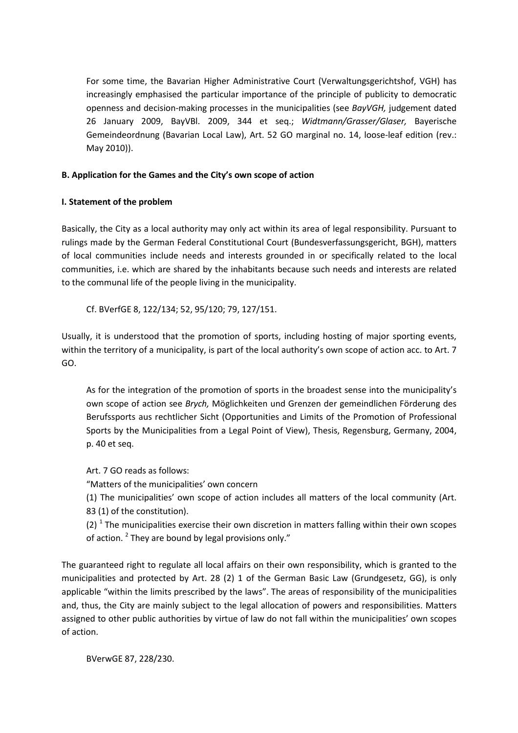For some time, the Bavarian Higher Administrative Court (Verwaltungsgerichtshof, VGH) has increasingly emphasised the particular importance of the principle of publicity to democratic openness and decision-making processes in the municipalities (see *BayVGH,* judgement dated 26 January 2009, BayVBl. 2009, 344 et seq.; *Widtmann/Grasser/Glaser,* Bayerische Gemeindeordnung (Bavarian Local Law), Art. 52 GO marginal no. 14, loose-leaf edition (rev.: May 2010)).

**B. Application for the Games and the City's own scope of action**

**I. Statement of the problem**

Basically, the City as a local authority may only act within its area of legal responsibility. Pursuant to rulings made by the German Federal Constitutional Court (Bundesverfassungsgericht, BGH), matters of local communities include needs and interests grounded in or specifically related to the local communities, i.e. which are shared by the inhabitants because such needs and interests are related to the communal life of the people living in the municipality.

Cf. BVerfGE 8, 122/134; 52, 95/120; 79, 127/151.

Usually, it is understood that the promotion of sports, including hosting of major sporting events, within the territory of a municipality, is part of the local authority's own scope of action acc. to Art. 7 GO.

As for the integration of the promotion of sports in the broadest sense into the municipality's own scope of action see *Brych,* Möglichkeiten und Grenzen der gemeindlichen Förderung des Berufssports aus rechtlicher Sicht (Opportunities and Limits of the Promotion of Professional Sports by the Municipalities from a Legal Point of View), Thesis, Regensburg, Germany, 2004, p. 40 et seq.

Art. 7 GO reads as follows:

"Matters of the municipalities' own concern

(1) The municipalities' own scope of action includes all matters of the local community (Art. 83 (1) of the constitution).

(2) [1] The municipalities exercise their own discretion in matters falling within their own scopes of action. [2] They are bound by legal provisions only."

The guaranteed right to regulate all local affairs on their own responsibility, which is granted to the municipalities and protected by Art. 28 (2) 1 of the German Basic Law (Grundgesetz, GG), is only applicable "within the limits prescribed by the laws". The areas of responsibility of the municipalities and, thus, the City are mainly subject to the legal allocation of powers and responsibilities. Matters assigned to other public authorities by virtue of law do not fall within the municipalities' own scopes of action.

BVerwGE 87, 228/230.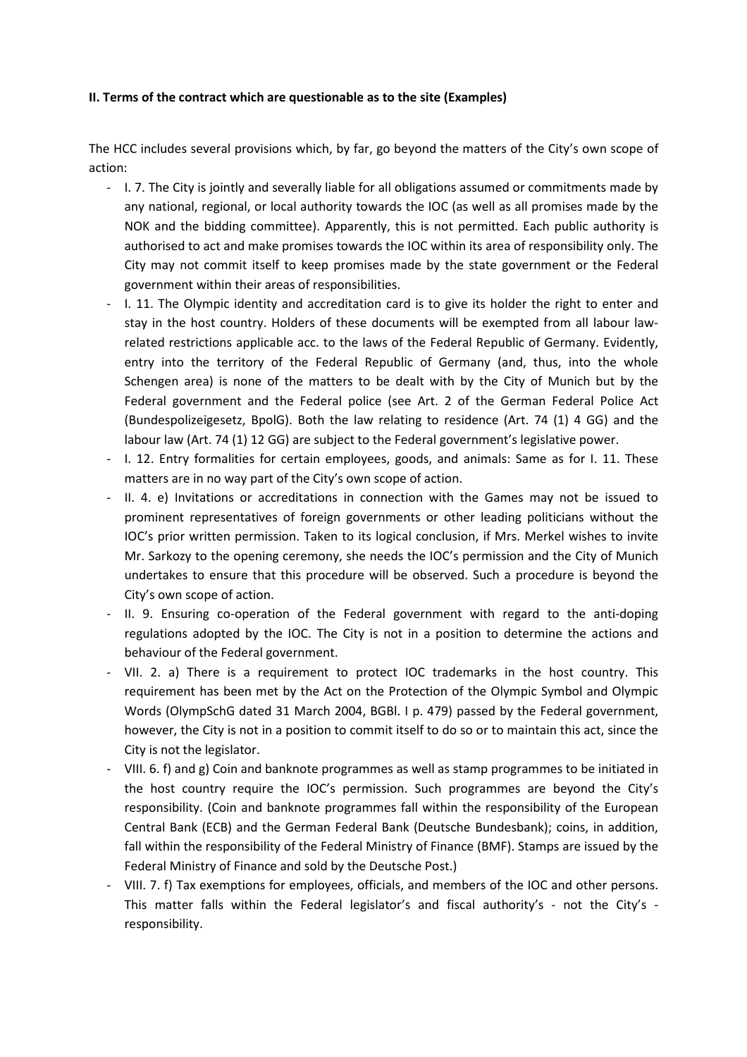**II. Terms of the contract which are questionable as to the site (Examples)**

The HCC includes several provisions which, by far, go beyond the matters of the City's own scope of action:

- I. 7. The City is jointly and severally liable for all obligations assumed or commitments made by any national, regional, or local authority towards the IOC (as well as all promises made by the NOK and the bidding committee). Apparently, this is not permitted. Each public authority is authorised to act and make promises towards the IOC within its area of responsibility only. The City may not commit itself to keep promises made by the state government or the Federal government within their areas of responsibilities.
- I. 11. The Olympic identity and accreditation card is to give its holder the right to enter and stay in the host country. Holders of these documents will be exempted from all labour law-related restrictions applicable acc. to the laws of the Federal Republic of Germany. Evidently, entry into the territory of the Federal Republic of Germany (and, thus, into the whole Schengen area) is none of the matters to be dealt with by the City of Munich but by the Federal government and the Federal police (see Art. 2 of the German Federal Police Act (Bundespolizeigesetz, BpolG). Both the law relating to residence (Art. 74 (1) 4 GG) and the labour law (Art. 74 (1) 12 GG) are subject to the Federal government's legislative power.
- I. 12. Entry formalities for certain employees, goods, and animals: Same as for I. 11. These matters are in no way part of the City's own scope of action.
- II. 4. e) Invitations or accreditations in connection with the Games may not be issued to prominent representatives of foreign governments or other leading politicians without the IOC's prior written permission. Taken to its logical conclusion, if Mrs. Merkel wishes to invite Mr. Sarkozy to the opening ceremony, she needs the IOC's permission and the City of Munich undertakes to ensure that this procedure will be observed. Such a procedure is beyond the City's own scope of action.
- II. 9. Ensuring co-operation of the Federal government with regard to the anti-doping regulations adopted by the IOC. The City is not in a position to determine the actions and behaviour of the Federal government.
- VII. 2. a) There is a requirement to protect IOC trademarks in the host country. This requirement has been met by the Act on the Protection of the Olympic Symbol and Olympic Words (OlympSchG dated 31 March 2004, BGBl. I p. 479) passed by the Federal government, however, the City is not in a position to commit itself to do so or to maintain this act, since the City is not the legislator.
- VIII. 6. f) and g) Coin and banknote programmes as well as stamp programmes to be initiated in the host country require the IOC's permission. Such programmes are beyond the City's responsibility. (Coin and banknote programmes fall within the responsibility of the European Central Bank (ECB) and the German Federal Bank (Deutsche Bundesbank); coins, in addition, fall within the responsibility of the Federal Ministry of Finance (BMF). Stamps are issued by the Federal Ministry of Finance and sold by the Deutsche Post.)
- VIII. 7. f) Tax exemptions for employees, officials, and members of the IOC and other persons. This matter falls within the Federal legislator's and fiscal authority's - not the City's - responsibility.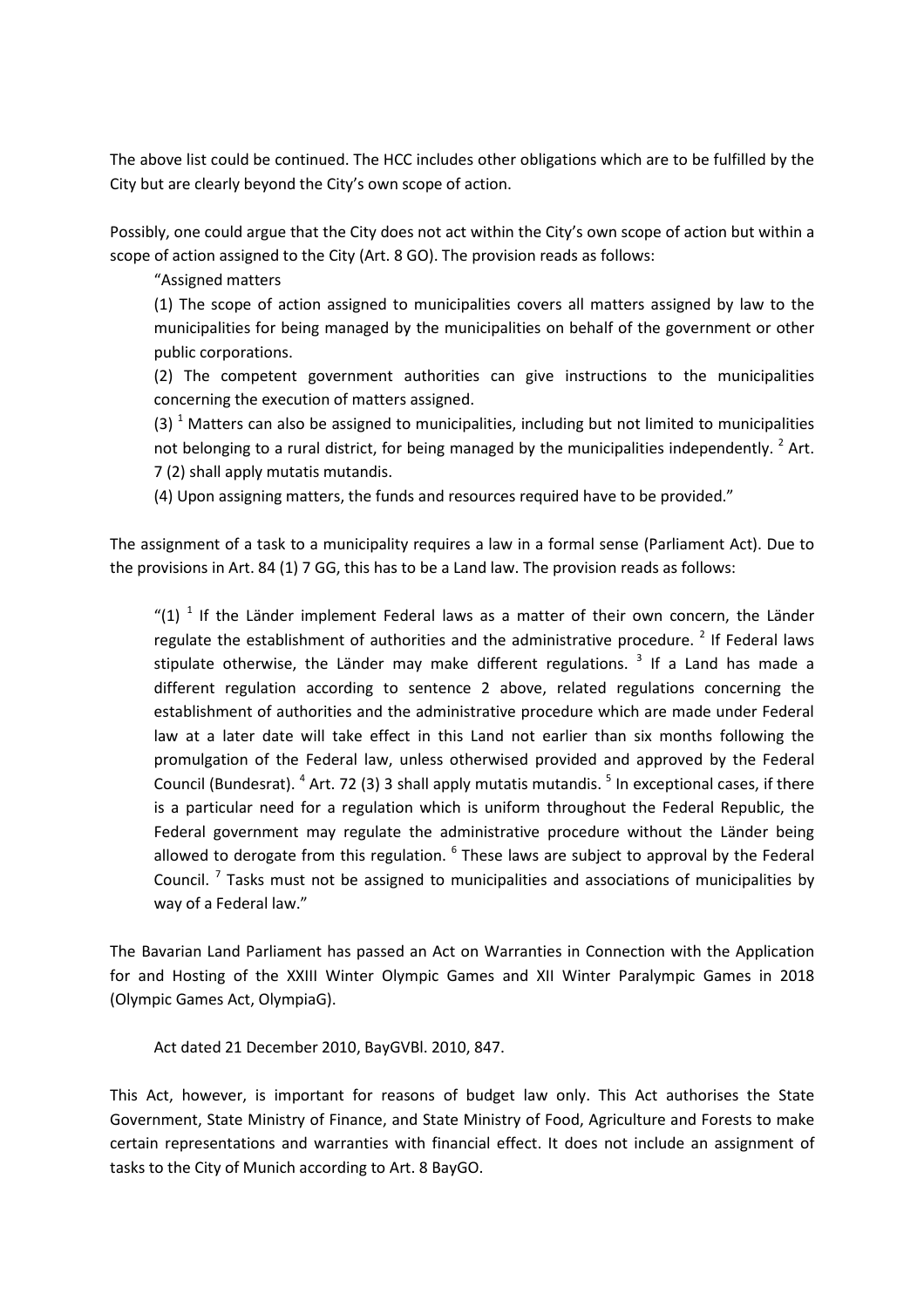The above list could be continued. The HCC includes other obligations which are to be fulfilled by the City but are clearly beyond the City's own scope of action.

Possibly, one could argue that the City does not act within the City's own scope of action but within a scope of action assigned to the City (Art. 8 GO). The provision reads as follows:

> "Assigned matters
>
> (1) The scope of action assigned to municipalities covers all matters assigned by law to the municipalities for being managed by the municipalities on behalf of the government or other public corporations.
>
> (2) The competent government authorities can give instructions to the municipalities concerning the execution of matters assigned.
>
> (3) [1] Matters can also be assigned to municipalities, including but not limited to municipalities not belonging to a rural district, for being managed by the municipalities independently. [2] Art. 7 (2) shall apply mutatis mutandis.
>
> (4) Upon assigning matters, the funds and resources required have to be provided."

The assignment of a task to a municipality requires a law in a formal sense (Parliament Act). Due to the provisions in Art. 84 (1) 7 GG, this has to be a Land law. The provision reads as follows:

> "(1) [1] If the Länder implement Federal laws as a matter of their own concern, the Länder regulate the establishment of authorities and the administrative procedure. [2] If Federal laws stipulate otherwise, the Länder may make different regulations. [3] If a Land has made a different regulation according to sentence 2 above, related regulations concerning the establishment of authorities and the administrative procedure which are made under Federal law at a later date will take effect in this Land not earlier than six months following the promulgation of the Federal law, unless otherwised provided and approved by the Federal Council (Bundesrat). [4] Art. 72 (3) 3 shall apply mutatis mutandis. [5] In exceptional cases, if there is a particular need for a regulation which is uniform throughout the Federal Republic, the Federal government may regulate the administrative procedure without the Länder being allowed to derogate from this regulation. [6] These laws are subject to approval by the Federal Council. [7] Tasks must not be assigned to municipalities and associations of municipalities by way of a Federal law."

The Bavarian Land Parliament has passed an Act on Warranties in Connection with the Application for and Hosting of the XXIII Winter Olympic Games and XII Winter Paralympic Games in 2018 (Olympic Games Act, OlympiaG).

> Act dated 21 December 2010, BayGVBl. 2010, 847.

This Act, however, is important for reasons of budget law only. This Act authorises the State Government, State Ministry of Finance, and State Ministry of Food, Agriculture and Forests to make certain representations and warranties with financial effect. It does not include an assignment of tasks to the City of Munich according to Art. 8 BayGO.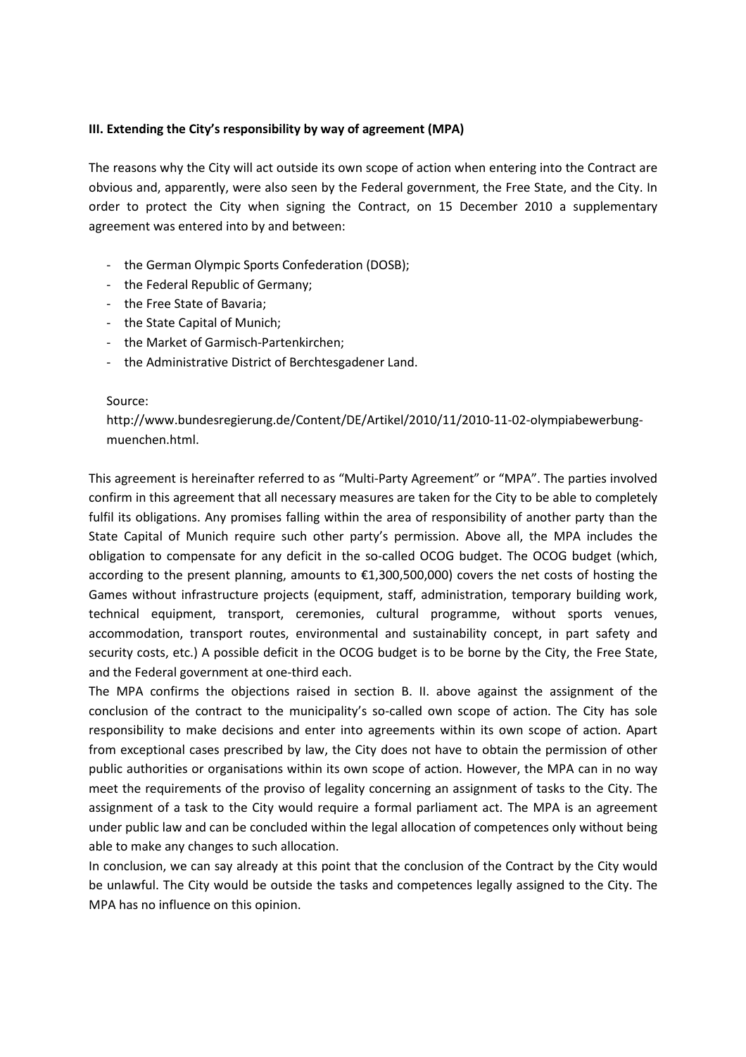### III. Extending the City's responsibility by way of agreement (MPA)

The reasons why the City will act outside its own scope of action when entering into the Contract are obvious and, apparently, were also seen by the Federal government, the Free State, and the City. In order to protect the City when signing the Contract, on 15 December 2010 a supplementary agreement was entered into by and between:

- the German Olympic Sports Confederation (DOSB);
- the Federal Republic of Germany;
- the Free State of Bavaria;
- the State Capital of Munich;
- the Market of Garmisch-Partenkirchen;
- the Administrative District of Berchtesgadener Land.

Source:
http://www.bundesregierung.de/Content/DE/Artikel/2010/11/2010-11-02-olympiabewerbung-muenchen.html.

This agreement is hereinafter referred to as "Multi-Party Agreement" or "MPA". The parties involved confirm in this agreement that all necessary measures are taken for the City to be able to completely fulfil its obligations. Any promises falling within the area of responsibility of another party than the State Capital of Munich require such other party's permission. Above all, the MPA includes the obligation to compensate for any deficit in the so-called OCOG budget. The OCOG budget (which, according to the present planning, amounts to €1,300,500,000) covers the net costs of hosting the Games without infrastructure projects (equipment, staff, administration, temporary building work, technical equipment, transport, ceremonies, cultural programme, without sports venues, accommodation, transport routes, environmental and sustainability concept, in part safety and security costs, etc.) A possible deficit in the OCOG budget is to be borne by the City, the Free State, and the Federal government at one-third each.

The MPA confirms the objections raised in section B. II. above against the assignment of the conclusion of the contract to the municipality's so-called own scope of action. The City has sole responsibility to make decisions and enter into agreements within its own scope of action. Apart from exceptional cases prescribed by law, the City does not have to obtain the permission of other public authorities or organisations within its own scope of action. However, the MPA can in no way meet the requirements of the proviso of legality concerning an assignment of tasks to the City. The assignment of a task to the City would require a formal parliament act. The MPA is an agreement under public law and can be concluded within the legal allocation of competences only without being able to make any changes to such allocation.

In conclusion, we can say already at this point that the conclusion of the Contract by the City would be unlawful. The City would be outside the tasks and competences legally assigned to the City. The MPA has no influence on this opinion.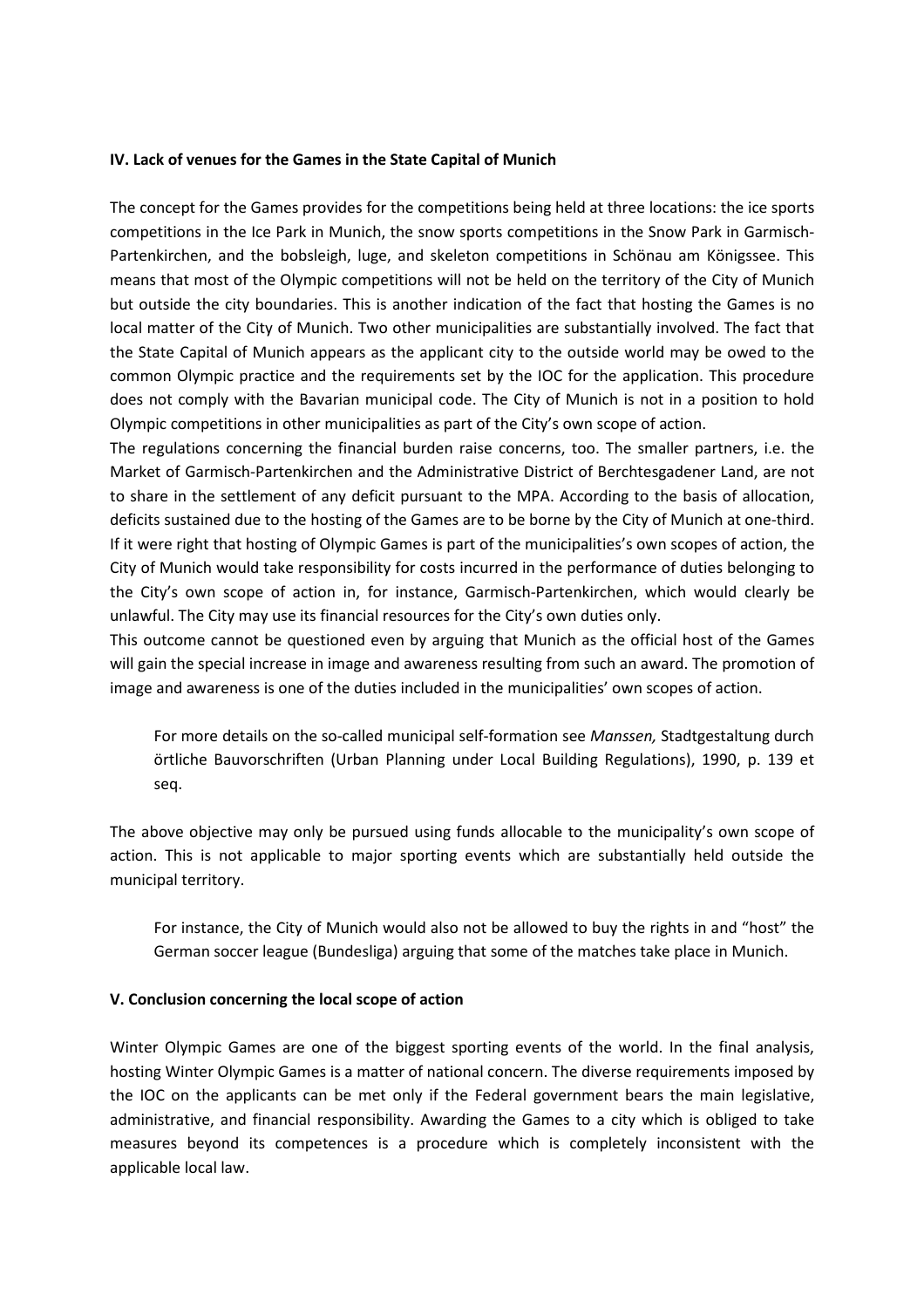**IV. Lack of venues for the Games in the State Capital of Munich**

The concept for the Games provides for the competitions being held at three locations: the ice sports competitions in the Ice Park in Munich, the snow sports competitions in the Snow Park in Garmisch-Partenkirchen, and the bobsleigh, luge, and skeleton competitions in Schönau am Königssee. This means that most of the Olympic competitions will not be held on the territory of the City of Munich but outside the city boundaries. This is another indication of the fact that hosting the Games is no local matter of the City of Munich. Two other municipalities are substantially involved. The fact that the State Capital of Munich appears as the applicant city to the outside world may be owed to the common Olympic practice and the requirements set by the IOC for the application. This procedure does not comply with the Bavarian municipal code. The City of Munich is not in a position to hold Olympic competitions in other municipalities as part of the City's own scope of action.

The regulations concerning the financial burden raise concerns, too. The smaller partners, i.e. the Market of Garmisch-Partenkirchen and the Administrative District of Berchtesgadener Land, are not to share in the settlement of any deficit pursuant to the MPA. According to the basis of allocation, deficits sustained due to the hosting of the Games are to be borne by the City of Munich at one-third. If it were right that hosting of Olympic Games is part of the municipalities's own scopes of action, the City of Munich would take responsibility for costs incurred in the performance of duties belonging to the City's own scope of action in, for instance, Garmisch-Partenkirchen, which would clearly be unlawful. The City may use its financial resources for the City's own duties only.

This outcome cannot be questioned even by arguing that Munich as the official host of the Games will gain the special increase in image and awareness resulting from such an award. The promotion of image and awareness is one of the duties included in the municipalities' own scopes of action.

> For more details on the so-called municipal self-formation see *Manssen,* Stadtgestaltung durch örtliche Bauvorschriften (Urban Planning under Local Building Regulations), 1990, p. 139 et seq.

The above objective may only be pursued using funds allocable to the municipality's own scope of action. This is not applicable to major sporting events which are substantially held outside the municipal territory.

> For instance, the City of Munich would also not be allowed to buy the rights in and "host" the German soccer league (Bundesliga) arguing that some of the matches take place in Munich.

**V. Conclusion concerning the local scope of action**

Winter Olympic Games are one of the biggest sporting events of the world. In the final analysis, hosting Winter Olympic Games is a matter of national concern. The diverse requirements imposed by the IOC on the applicants can be met only if the Federal government bears the main legislative, administrative, and financial responsibility. Awarding the Games to a city which is obliged to take measures beyond its competences is a procedure which is completely inconsistent with the applicable local law.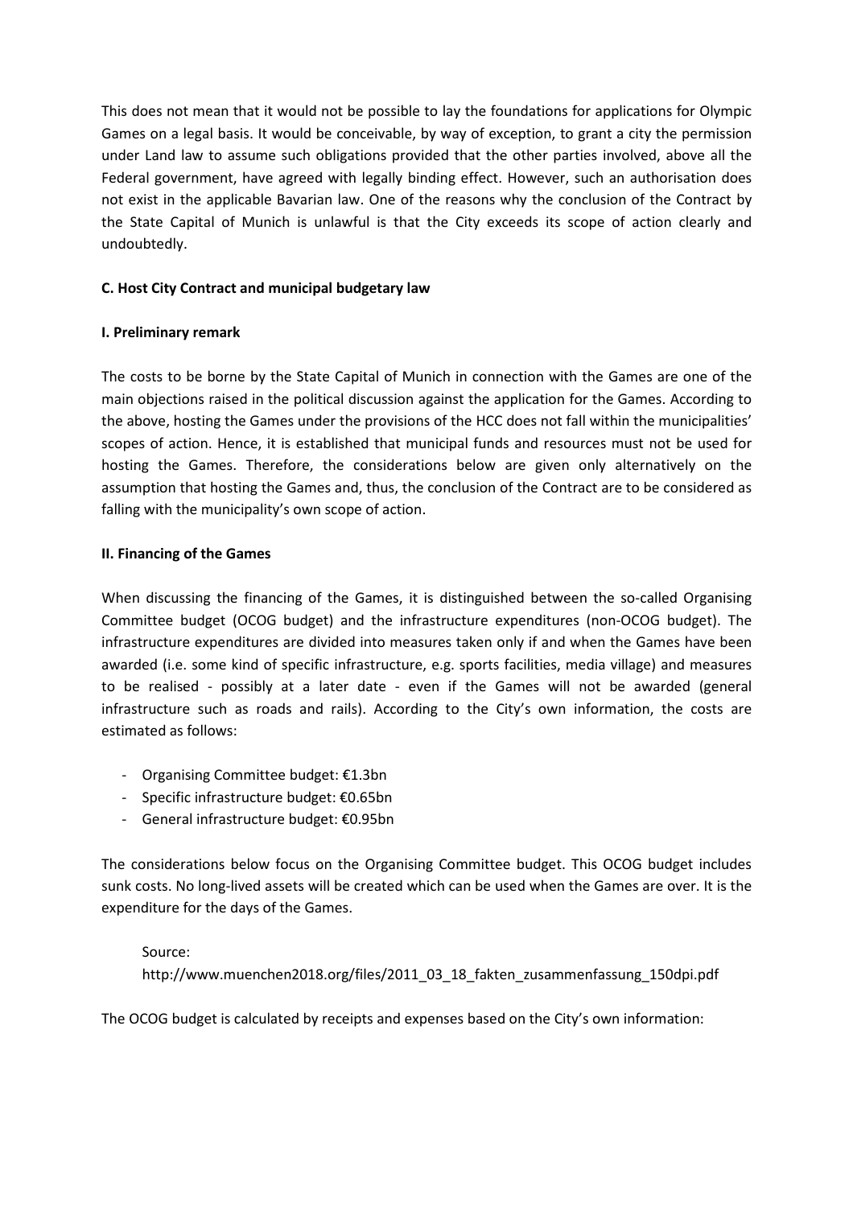This does not mean that it would not be possible to lay the foundations for applications for Olympic Games on a legal basis. It would be conceivable, by way of exception, to grant a city the permission under Land law to assume such obligations provided that the other parties involved, above all the Federal government, have agreed with legally binding effect. However, such an authorisation does not exist in the applicable Bavarian law. One of the reasons why the conclusion of the Contract by the State Capital of Munich is unlawful is that the City exceeds its scope of action clearly and undoubtedly.

## C. Host City Contract and municipal budgetary law

### I. Preliminary remark

The costs to be borne by the State Capital of Munich in connection with the Games are one of the main objections raised in the political discussion against the application for the Games. According to the above, hosting the Games under the provisions of the HCC does not fall within the municipalities' scopes of action. Hence, it is established that municipal funds and resources must not be used for hosting the Games. Therefore, the considerations below are given only alternatively on the assumption that hosting the Games and, thus, the conclusion of the Contract are to be considered as falling with the municipality's own scope of action.

### II. Financing of the Games

When discussing the financing of the Games, it is distinguished between the so-called Organising Committee budget (OCOG budget) and the infrastructure expenditures (non-OCOG budget). The infrastructure expenditures are divided into measures taken only if and when the Games have been awarded (i.e. some kind of specific infrastructure, e.g. sports facilities, media village) and measures to be realised - possibly at a later date - even if the Games will not be awarded (general infrastructure such as roads and rails). According to the City's own information, the costs are estimated as follows:

- Organising Committee budget: €1.3bn
- Specific infrastructure budget: €0.65bn
- General infrastructure budget: €0.95bn

The considerations below focus on the Organising Committee budget. This OCOG budget includes sunk costs. No long-lived assets will be created which can be used when the Games are over. It is the expenditure for the days of the Games.

Source:
http://www.muenchen2018.org/files/2011_03_18_fakten_zusammenfassung_150dpi.pdf

The OCOG budget is calculated by receipts and expenses based on the City's own information: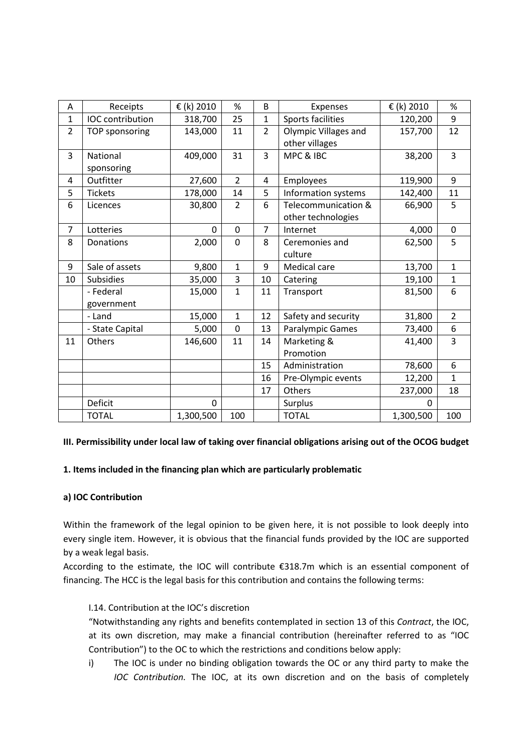| A | Receipts | € (k) 2010 | % | B | Expenses | € (k) 2010 | % |
|---|---|---|---|---|---|---|---|
| 1 | IOC contribution | 318,700 | 25 | 1 | Sports facilities | 120,200 | 9 |
| 2 | TOP sponsoring | 143,000 | 11 | 2 | Olympic Villages and other villages | 157,700 | 12 |
| 3 | National sponsoring | 409,000 | 31 | 3 | MPC & IBC | 38,200 | 3 |
| 4 | Outfitter | 27,600 | 2 | 4 | Employees | 119,900 | 9 |
| 5 | Tickets | 178,000 | 14 | 5 | Information systems | 142,400 | 11 |
| 6 | Licences | 30,800 | 2 | 6 | Telecommunication & other technologies | 66,900 | 5 |
| 7 | Lotteries | 0 | 0 | 7 | Internet | 4,000 | 0 |
| 8 | Donations | 2,000 | 0 | 8 | Ceremonies and culture | 62,500 | 5 |
| 9 | Sale of assets | 9,800 | 1 | 9 | Medical care | 13,700 | 1 |
| 10 | Subsidies | 35,000 | 3 | 10 | Catering | 19,100 | 1 |
| | - Federal government | 15,000 | 1 | 11 | Transport | 81,500 | 6 |
| | - Land | 15,000 | 1 | 12 | Safety and security | 31,800 | 2 |
| | - State Capital | 5,000 | 0 | 13 | Paralympic Games | 73,400 | 6 |
| 11 | Others | 146,600 | 11 | 14 | Marketing & Promotion | 41,400 | 3 |
| | | | | 15 | Administration | 78,600 | 6 |
| | | | | 16 | Pre-Olympic events | 12,200 | 1 |
| | | | | 17 | Others | 237,000 | 18 |
| | Deficit | 0 | | | Surplus | 0 | |
| | TOTAL | 1,300,500 | 100 | | TOTAL | 1,300,500 | 100 |

**III. Permissibility under local law of taking over financial obligations arising out of the OCOG budget**

**1. Items included in the financing plan which are particularly problematic**

**a) IOC Contribution**

Within the framework of the legal opinion to be given here, it is not possible to look deeply into every single item. However, it is obvious that the financial funds provided by the IOC are supported by a weak legal basis.

According to the estimate, the IOC will contribute €318.7m which is an essential component of financing. The HCC is the legal basis for this contribution and contains the following terms:

I.14. Contribution at the IOC's discretion

"Notwithstanding any rights and benefits contemplated in section 13 of this *Contract*, the IOC, at its own discretion, may make a financial contribution (hereinafter referred to as "IOC Contribution") to the OC to which the restrictions and conditions below apply:

i) The IOC is under no binding obligation towards the OC or any third party to make the *IOC Contribution.* The IOC, at its own discretion and on the basis of completely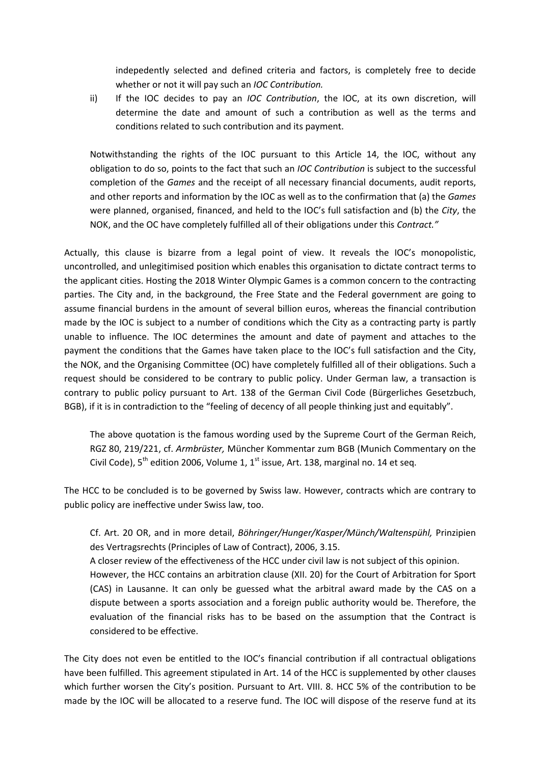indepedently selected and defined criteria and factors, is completely free to decide whether or not it will pay such an *IOC Contribution.*

ii) If the IOC decides to pay an *IOC Contribution*, the IOC, at its own discretion, will determine the date and amount of such a contribution as well as the terms and conditions related to such contribution and its payment.

> Notwithstanding the rights of the IOC pursuant to this Article 14, the IOC, without any obligation to do so, points to the fact that such an *IOC Contribution* is subject to the successful completion of the *Games* and the receipt of all necessary financial documents, audit reports, and other reports and information by the IOC as well as to the confirmation that (a) the *Games* were planned, organised, financed, and held to the IOC's full satisfaction and (b) the *City*, the NOK, and the OC have completely fulfilled all of their obligations under this *Contract."*

Actually, this clause is bizarre from a legal point of view. It reveals the IOC's monopolistic, uncontrolled, and unlegitimised position which enables this organisation to dictate contract terms to the applicant cities. Hosting the 2018 Winter Olympic Games is a common concern to the contracting parties. The City and, in the background, the Free State and the Federal government are going to assume financial burdens in the amount of several billion euros, whereas the financial contribution made by the IOC is subject to a number of conditions which the City as a contracting party is partly unable to influence. The IOC determines the amount and date of payment and attaches to the payment the conditions that the Games have taken place to the IOC's full satisfaction and the City, the NOK, and the Organising Committee (OC) have completely fulfilled all of their obligations. Such a request should be considered to be contrary to public policy. Under German law, a transaction is contrary to public policy pursuant to Art. 138 of the German Civil Code (Bürgerliches Gesetzbuch, BGB), if it is in contradiction to the "feeling of decency of all people thinking just and equitably".

> The above quotation is the famous wording used by the Supreme Court of the German Reich, RGZ 80, 219/221, cf. *Armbrüster,* Müncher Kommentar zum BGB (Munich Commentary on the Civil Code), 5th edition 2006, Volume 1, 1st issue, Art. 138, marginal no. 14 et seq.

The HCC to be concluded is to be governed by Swiss law. However, contracts which are contrary to public policy are ineffective under Swiss law, too.

> Cf. Art. 20 OR, and in more detail, *Böhringer/Hunger/Kasper/Münch/Waltenspühl,* Prinzipien des Vertragsrechts (Principles of Law of Contract), 2006, 3.15.
>
> A closer review of the effectiveness of the HCC under civil law is not subject of this opinion.
>
> However, the HCC contains an arbitration clause (XII. 20) for the Court of Arbitration for Sport (CAS) in Lausanne. It can only be guessed what the arbitral award made by the CAS on a dispute between a sports association and a foreign public authority would be. Therefore, the evaluation of the financial risks has to be based on the assumption that the Contract is considered to be effective.

The City does not even be entitled to the IOC's financial contribution if all contractual obligations have been fulfilled. This agreement stipulated in Art. 14 of the HCC is supplemented by other clauses which further worsen the City's position. Pursuant to Art. VIII. 8. HCC 5% of the contribution to be made by the IOC will be allocated to a reserve fund. The IOC will dispose of the reserve fund at its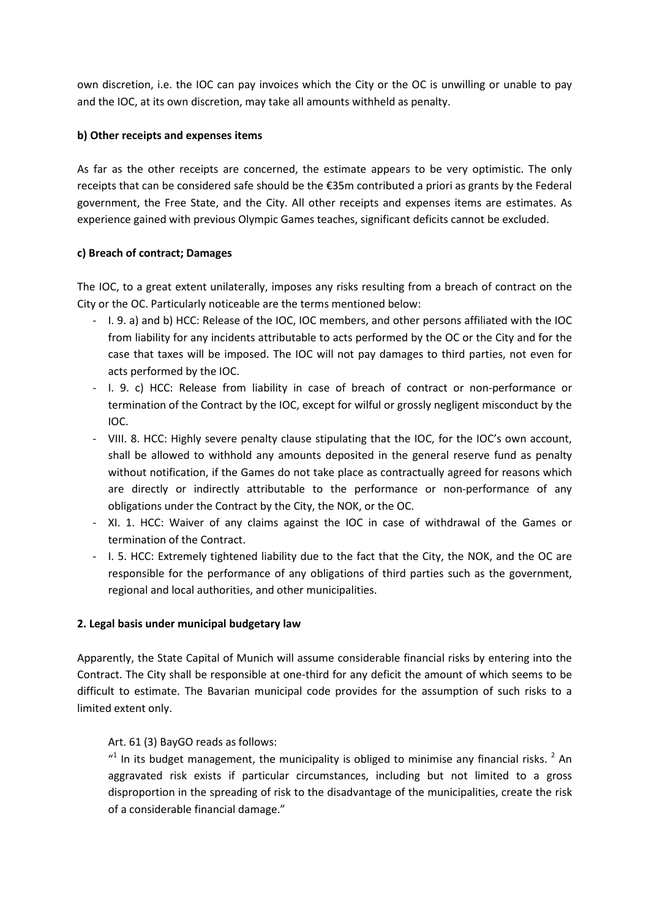own discretion, i.e. the IOC can pay invoices which the City or the OC is unwilling or unable to pay and the IOC, at its own discretion, may take all amounts withheld as penalty.

**b) Other receipts and expenses items**

As far as the other receipts are concerned, the estimate appears to be very optimistic. The only receipts that can be considered safe should be the €35m contributed a priori as grants by the Federal government, the Free State, and the City. All other receipts and expenses items are estimates. As experience gained with previous Olympic Games teaches, significant deficits cannot be excluded.

**c) Breach of contract; Damages**

The IOC, to a great extent unilaterally, imposes any risks resulting from a breach of contract on the City or the OC. Particularly noticeable are the terms mentioned below:

- I. 9. a) and b) HCC: Release of the IOC, IOC members, and other persons affiliated with the IOC from liability for any incidents attributable to acts performed by the OC or the City and for the case that taxes will be imposed. The IOC will not pay damages to third parties, not even for acts performed by the IOC.
- I. 9. c) HCC: Release from liability in case of breach of contract or non-performance or termination of the Contract by the IOC, except for wilful or grossly negligent misconduct by the IOC.
- VIII. 8. HCC: Highly severe penalty clause stipulating that the IOC, for the IOC's own account, shall be allowed to withhold any amounts deposited in the general reserve fund as penalty without notification, if the Games do not take place as contractually agreed for reasons which are directly or indirectly attributable to the performance or non-performance of any obligations under the Contract by the City, the NOK, or the OC.
- XI. 1. HCC: Waiver of any claims against the IOC in case of withdrawal of the Games or termination of the Contract.
- I. 5. HCC: Extremely tightened liability due to the fact that the City, the NOK, and the OC are responsible for the performance of any obligations of third parties such as the government, regional and local authorities, and other municipalities.

**2. Legal basis under municipal budgetary law**

Apparently, the State Capital of Munich will assume considerable financial risks by entering into the Contract. The City shall be responsible at one-third for any deficit the amount of which seems to be difficult to estimate. The Bavarian municipal code provides for the assumption of such risks to a limited extent only.

> Art. 61 (3) BayGO reads as follows:
>
> "[1] In its budget management, the municipality is obliged to minimise any financial risks. [2] An aggravated risk exists if particular circumstances, including but not limited to a gross disproportion in the spreading of risk to the disadvantage of the municipalities, create the risk of a considerable financial damage."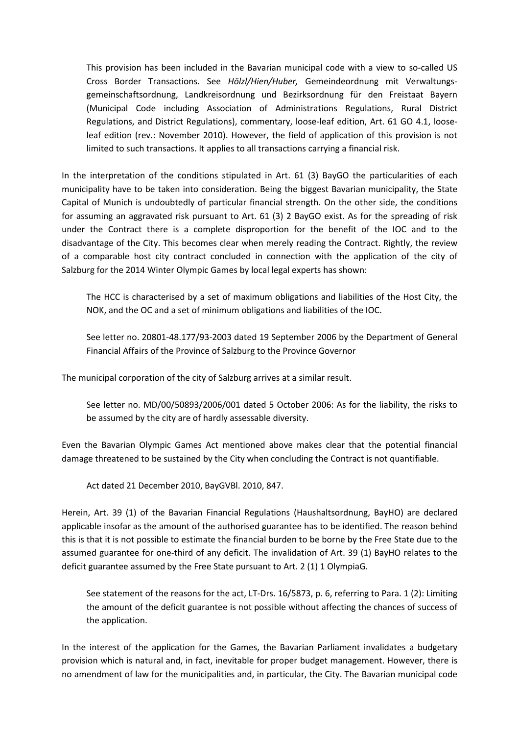This provision has been included in the Bavarian municipal code with a view to so-called US Cross Border Transactions. See *Hölzl/Hien/Huber,* Gemeindeordnung mit Verwaltungsgemeinschaftsordnung, Landkreisordnung und Bezirksordnung für den Freistaat Bayern (Municipal Code including Association of Administrations Regulations, Rural District Regulations, and District Regulations), commentary, loose-leaf edition, Art. 61 GO 4.1, loose-leaf edition (rev.: November 2010). However, the field of application of this provision is not limited to such transactions. It applies to all transactions carrying a financial risk.

In the interpretation of the conditions stipulated in Art. 61 (3) BayGO the particularities of each municipality have to be taken into consideration. Being the biggest Bavarian municipality, the State Capital of Munich is undoubtedly of particular financial strength. On the other side, the conditions for assuming an aggravated risk pursuant to Art. 61 (3) 2 BayGO exist. As for the spreading of risk under the Contract there is a complete disproportion for the benefit of the IOC and to the disadvantage of the City. This becomes clear when merely reading the Contract. Rightly, the review of a comparable host city contract concluded in connection with the application of the city of Salzburg for the 2014 Winter Olympic Games by local legal experts has shown:

> The HCC is characterised by a set of maximum obligations and liabilities of the Host City, the NOK, and the OC and a set of minimum obligations and liabilities of the IOC.
>
> See letter no. 20801-48.177/93-2003 dated 19 September 2006 by the Department of General Financial Affairs of the Province of Salzburg to the Province Governor

The municipal corporation of the city of Salzburg arrives at a similar result.

> See letter no. MD/00/50893/2006/001 dated 5 October 2006: As for the liability, the risks to be assumed by the city are of hardly assessable diversity.

Even the Bavarian Olympic Games Act mentioned above makes clear that the potential financial damage threatened to be sustained by the City when concluding the Contract is not quantifiable.

> Act dated 21 December 2010, BayGVBl. 2010, 847.

Herein, Art. 39 (1) of the Bavarian Financial Regulations (Haushaltsordnung, BayHO) are declared applicable insofar as the amount of the authorised guarantee has to be identified. The reason behind this is that it is not possible to estimate the financial burden to be borne by the Free State due to the assumed guarantee for one-third of any deficit. The invalidation of Art. 39 (1) BayHO relates to the deficit guarantee assumed by the Free State pursuant to Art. 2 (1) 1 OlympiaG.

> See statement of the reasons for the act, LT-Drs. 16/5873, p. 6, referring to Para. 1 (2): Limiting the amount of the deficit guarantee is not possible without affecting the chances of success of the application.

In the interest of the application for the Games, the Bavarian Parliament invalidates a budgetary provision which is natural and, in fact, inevitable for proper budget management. However, there is no amendment of law for the municipalities and, in particular, the City. The Bavarian municipal code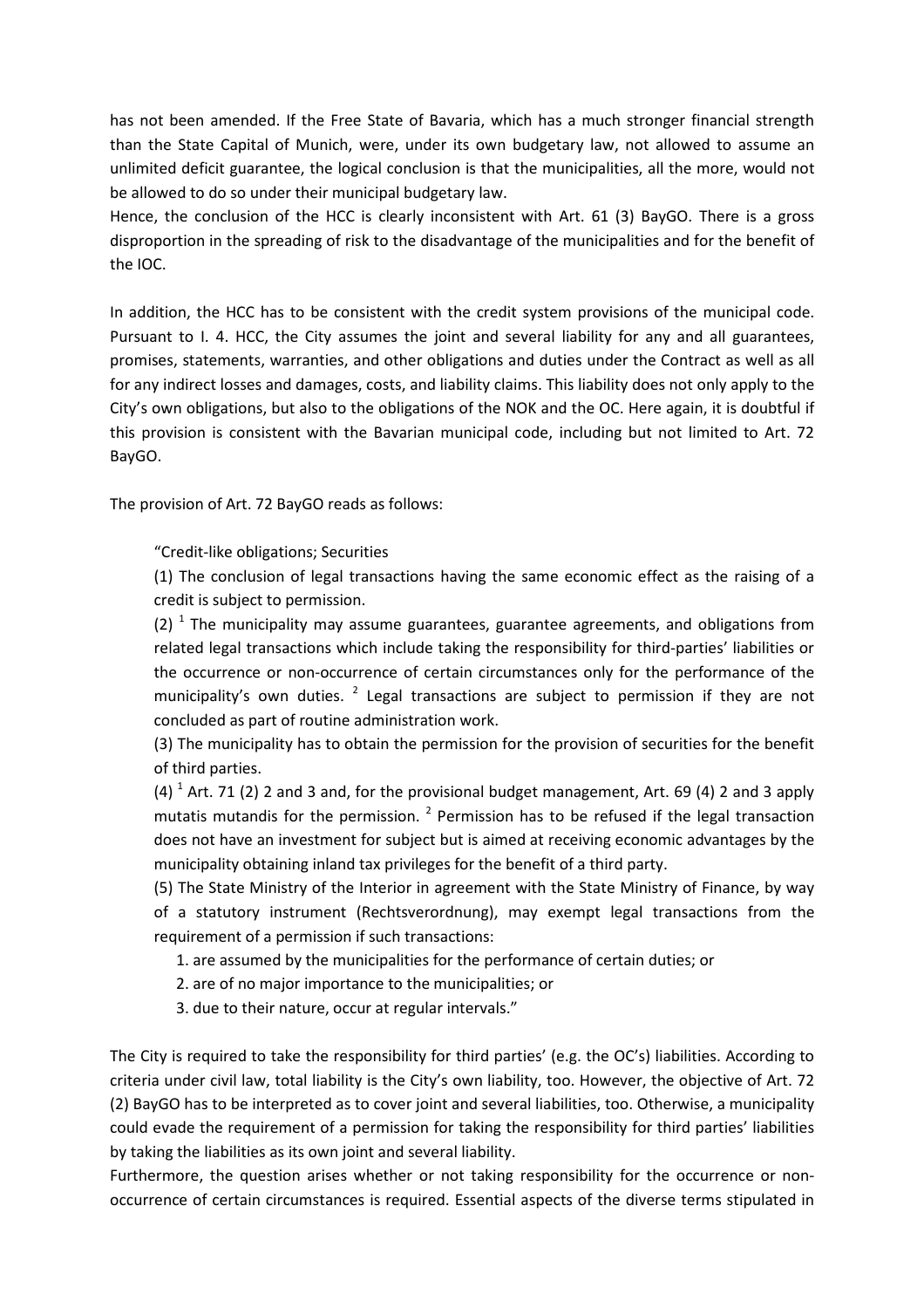has not been amended. If the Free State of Bavaria, which has a much stronger financial strength than the State Capital of Munich, were, under its own budgetary law, not allowed to assume an unlimited deficit guarantee, the logical conclusion is that the municipalities, all the more, would not be allowed to do so under their municipal budgetary law.
Hence, the conclusion of the HCC is clearly inconsistent with Art. 61 (3) BayGO. There is a gross disproportion in the spreading of risk to the disadvantage of the municipalities and for the benefit of the IOC.

In addition, the HCC has to be consistent with the credit system provisions of the municipal code. Pursuant to I. 4. HCC, the City assumes the joint and several liability for any and all guarantees, promises, statements, warranties, and other obligations and duties under the Contract as well as all for any indirect losses and damages, costs, and liability claims. This liability does not only apply to the City's own obligations, but also to the obligations of the NOK and the OC. Here again, it is doubtful if this provision is consistent with the Bavarian municipal code, including but not limited to Art. 72 BayGO.

The provision of Art. 72 BayGO reads as follows:

> "Credit-like obligations; Securities
>
> (1) The conclusion of legal transactions having the same economic effect as the raising of a credit is subject to permission.
>
> (2) [1] The municipality may assume guarantees, guarantee agreements, and obligations from related legal transactions which include taking the responsibility for third-parties' liabilities or the occurrence or non-occurrence of certain circumstances only for the performance of the municipality's own duties. [2] Legal transactions are subject to permission if they are not concluded as part of routine administration work.
>
> (3) The municipality has to obtain the permission for the provision of securities for the benefit of third parties.
>
> (4) [1] Art. 71 (2) 2 and 3 and, for the provisional budget management, Art. 69 (4) 2 and 3 apply mutatis mutandis for the permission. [2] Permission has to be refused if the legal transaction does not have an investment for subject but is aimed at receiving economic advantages by the municipality obtaining inland tax privileges for the benefit of a third party.
>
> (5) The State Ministry of the Interior in agreement with the State Ministry of Finance, by way of a statutory instrument (Rechtsverordnung), may exempt legal transactions from the requirement of a permission if such transactions:
>
> 1. are assumed by the municipalities for the performance of certain duties; or
> 2. are of no major importance to the municipalities; or
> 3. due to their nature, occur at regular intervals."

The City is required to take the responsibility for third parties' (e.g. the OC's) liabilities. According to criteria under civil law, total liability is the City's own liability, too. However, the objective of Art. 72 (2) BayGO has to be interpreted as to cover joint and several liabilities, too. Otherwise, a municipality could evade the requirement of a permission for taking the responsibility for third parties' liabilities by taking the liabilities as its own joint and several liability.
Furthermore, the question arises whether or not taking responsibility for the occurrence or non-occurrence of certain circumstances is required. Essential aspects of the diverse terms stipulated in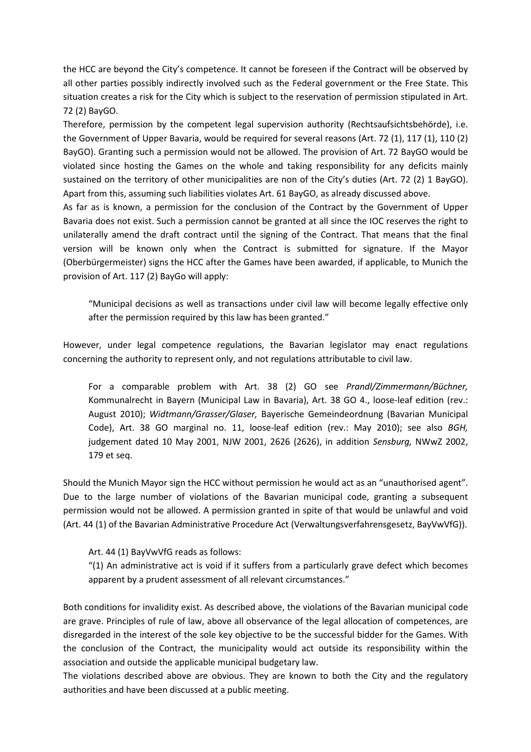the HCC are beyond the City's competence. It cannot be foreseen if the Contract will be observed by all other parties possibly indirectly involved such as the Federal government or the Free State. This situation creates a risk for the City which is subject to the reservation of permission stipulated in Art. 72 (2) BayGO.

Therefore, permission by the competent legal supervision authority (Rechtsaufsichtsbehörde), i.e. the Government of Upper Bavaria, would be required for several reasons (Art. 72 (1), 117 (1), 110 (2) BayGO). Granting such a permission would not be allowed. The provision of Art. 72 BayGO would be violated since hosting the Games on the whole and taking responsibility for any deficits mainly sustained on the territory of other municipalities are non of the City's duties (Art. 72 (2) 1 BayGO). Apart from this, assuming such liabilities violates Art. 61 BayGO, as already discussed above.

As far as is known, a permission for the conclusion of the Contract by the Government of Upper Bavaria does not exist. Such a permission cannot be granted at all since the IOC reserves the right to unilaterally amend the draft contract until the signing of the Contract. That means that the final version will be known only when the Contract is submitted for signature. If the Mayor (Oberbürgermeister) signs the HCC after the Games have been awarded, if applicable, to Munich the provision of Art. 117 (2) BayGo will apply:

> "Municipal decisions as well as transactions under civil law will become legally effective only after the permission required by this law has been granted."

However, under legal competence regulations, the Bavarian legislator may enact regulations concerning the authority to represent only, and not regulations attributable to civil law.

> For a comparable problem with Art. 38 (2) GO see *Prandl/Zimmermann/Büchner,* Kommunalrecht in Bayern (Municipal Law in Bavaria), Art. 38 GO 4., loose-leaf edition (rev.: August 2010); *Widtmann/Grasser/Glaser,* Bayerische Gemeindeordnung (Bavarian Municipal Code), Art. 38 GO marginal no. 11, loose-leaf edition (rev.: May 2010); see also *BGH,* judgement dated 10 May 2001, NJW 2001, 2626 (2626), in addition *Sensburg,* NWwZ 2002, 179 et seq.

Should the Munich Mayor sign the HCC without permission he would act as an "unauthorised agent". Due to the large number of violations of the Bavarian municipal code, granting a subsequent permission would not be allowed. A permission granted in spite of that would be unlawful and void (Art. 44 (1) of the Bavarian Administrative Procedure Act (Verwaltungsverfahrensgesetz, BayVwVfG)).

> Art. 44 (1) BayVwVfG reads as follows:
>
> "(1) An administrative act is void if it suffers from a particularly grave defect which becomes apparent by a prudent assessment of all relevant circumstances."

Both conditions for invalidity exist. As described above, the violations of the Bavarian municipal code are grave. Principles of rule of law, above all observance of the legal allocation of competences, are disregarded in the interest of the sole key objective to be the successful bidder for the Games. With the conclusion of the Contract, the municipality would act outside its responsibility within the association and outside the applicable municipal budgetary law.

The violations described above are obvious. They are known to both the City and the regulatory authorities and have been discussed at a public meeting.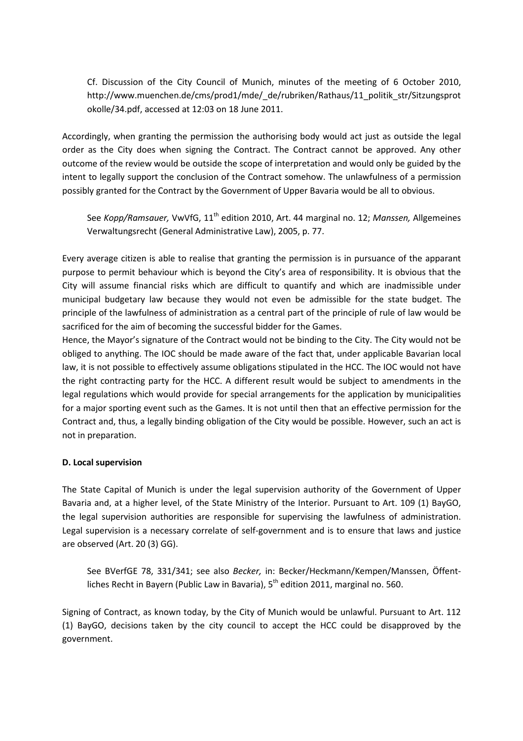Cf. Discussion of the City Council of Munich, minutes of the meeting of 6 October 2010, http://www.muenchen.de/cms/prod1/mde/_de/rubriken/Rathaus/11_politik_str/Sitzungsprotokolle/34.pdf, accessed at 12:03 on 18 June 2011.

Accordingly, when granting the permission the authorising body would act just as outside the legal order as the City does when signing the Contract. The Contract cannot be approved. Any other outcome of the review would be outside the scope of interpretation and would only be guided by the intent to legally support the conclusion of the Contract somehow. The unlawfulness of a permission possibly granted for the Contract by the Government of Upper Bavaria would be all to obvious.

See *Kopp/Ramsauer,* VwVfG, 11th edition 2010, Art. 44 marginal no. 12; *Manssen,* Allgemeines Verwaltungsrecht (General Administrative Law), 2005, p. 77.

Every average citizen is able to realise that granting the permission is in pursuance of the apparant purpose to permit behaviour which is beyond the City's area of responsibility. It is obvious that the City will assume financial risks which are difficult to quantify and which are inadmissible under municipal budgetary law because they would not even be admissible for the state budget. The principle of the lawfulness of administration as a central part of the principle of rule of law would be sacrificed for the aim of becoming the successful bidder for the Games.

Hence, the Mayor's signature of the Contract would not be binding to the City. The City would not be obliged to anything. The IOC should be made aware of the fact that, under applicable Bavarian local law, it is not possible to effectively assume obligations stipulated in the HCC. The IOC would not have the right contracting party for the HCC. A different result would be subject to amendments in the legal regulations which would provide for special arrangements for the application by municipalities for a major sporting event such as the Games. It is not until then that an effective permission for the Contract and, thus, a legally binding obligation of the City would be possible. However, such an act is not in preparation.

**D. Local supervision**

The State Capital of Munich is under the legal supervision authority of the Government of Upper Bavaria and, at a higher level, of the State Ministry of the Interior. Pursuant to Art. 109 (1) BayGO, the legal supervision authorities are responsible for supervising the lawfulness of administration. Legal supervision is a necessary correlate of self-government and is to ensure that laws and justice are observed (Art. 20 (3) GG).

See BVerfGE 78, 331/341; see also *Becker,* in: Becker/Heckmann/Kempen/Manssen, Öffentliches Recht in Bayern (Public Law in Bavaria), 5th edition 2011, marginal no. 560.

Signing of Contract, as known today, by the City of Munich would be unlawful. Pursuant to Art. 112 (1) BayGO, decisions taken by the city council to accept the HCC could be disapproved by the government.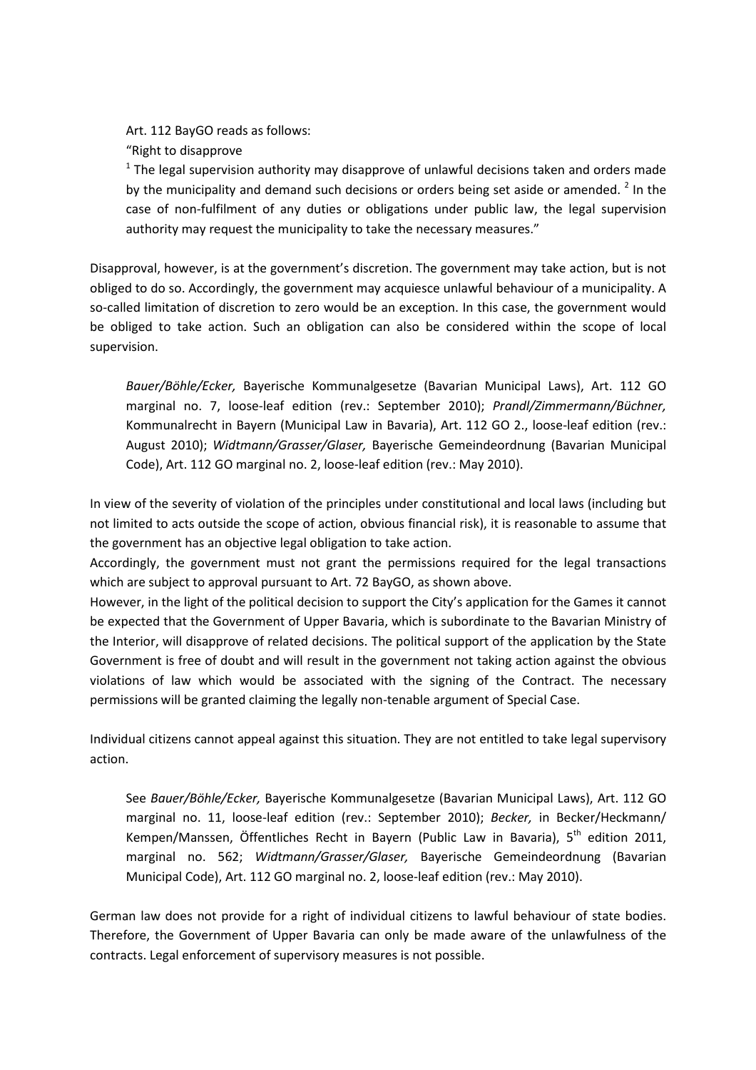> Art. 112 BayGO reads as follows:
>
> "Right to disapprove
>
> [1] The legal supervision authority may disapprove of unlawful decisions taken and orders made by the municipality and demand such decisions or orders being set aside or amended. [2] In the case of non-fulfilment of any duties or obligations under public law, the legal supervision authority may request the municipality to take the necessary measures."

Disapproval, however, is at the government's discretion. The government may take action, but is not obliged to do so. Accordingly, the government may acquiesce unlawful behaviour of a municipality. A so-called limitation of discretion to zero would be an exception. In this case, the government would be obliged to take action. Such an obligation can also be considered within the scope of local supervision.

> *Bauer/Böhle/Ecker,* Bayerische Kommunalgesetze (Bavarian Municipal Laws), Art. 112 GO marginal no. 7, loose-leaf edition (rev.: September 2010); *Prandl/Zimmermann/Büchner,* Kommunalrecht in Bayern (Municipal Law in Bavaria), Art. 112 GO 2., loose-leaf edition (rev.: August 2010); *Widtmann/Grasser/Glaser,* Bayerische Gemeindeordnung (Bavarian Municipal Code), Art. 112 GO marginal no. 2, loose-leaf edition (rev.: May 2010).

In view of the severity of violation of the principles under constitutional and local laws (including but not limited to acts outside the scope of action, obvious financial risk), it is reasonable to assume that the government has an objective legal obligation to take action.

Accordingly, the government must not grant the permissions required for the legal transactions which are subject to approval pursuant to Art. 72 BayGO, as shown above.

However, in the light of the political decision to support the City's application for the Games it cannot be expected that the Government of Upper Bavaria, which is subordinate to the Bavarian Ministry of the Interior, will disapprove of related decisions. The political support of the application by the State Government is free of doubt and will result in the government not taking action against the obvious violations of law which would be associated with the signing of the Contract. The necessary permissions will be granted claiming the legally non-tenable argument of Special Case.

Individual citizens cannot appeal against this situation. They are not entitled to take legal supervisory action.

> See *Bauer/Böhle/Ecker,* Bayerische Kommunalgesetze (Bavarian Municipal Laws), Art. 112 GO marginal no. 11, loose-leaf edition (rev.: September 2010); *Becker,* in Becker/Heckmann/ Kempen/Manssen, Öffentliches Recht in Bayern (Public Law in Bavaria), 5th edition 2011, marginal no. 562; *Widtmann/Grasser/Glaser,* Bayerische Gemeindeordnung (Bavarian Municipal Code), Art. 112 GO marginal no. 2, loose-leaf edition (rev.: May 2010).

German law does not provide for a right of individual citizens to lawful behaviour of state bodies. Therefore, the Government of Upper Bavaria can only be made aware of the unlawfulness of the contracts. Legal enforcement of supervisory measures is not possible.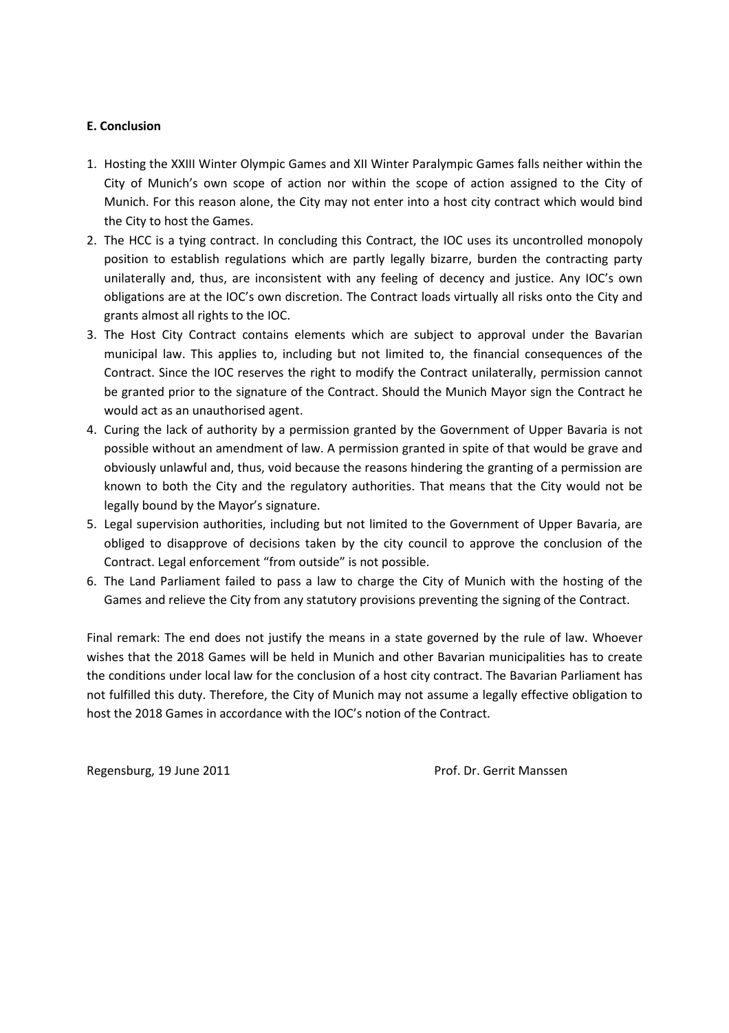**E. Conclusion**

1. Hosting the XXIII Winter Olympic Games and XII Winter Paralympic Games falls neither within the City of Munich's own scope of action nor within the scope of action assigned to the City of Munich. For this reason alone, the City may not enter into a host city contract which would bind the City to host the Games.
2. The HCC is a tying contract. In concluding this Contract, the IOC uses its uncontrolled monopoly position to establish regulations which are partly legally bizarre, burden the contracting party unilaterally and, thus, are inconsistent with any feeling of decency and justice. Any IOC's own obligations are at the IOC's own discretion. The Contract loads virtually all risks onto the City and grants almost all rights to the IOC.
3. The Host City Contract contains elements which are subject to approval under the Bavarian municipal law. This applies to, including but not limited to, the financial consequences of the Contract. Since the IOC reserves the right to modify the Contract unilaterally, permission cannot be granted prior to the signature of the Contract. Should the Munich Mayor sign the Contract he would act as an unauthorised agent.
4. Curing the lack of authority by a permission granted by the Government of Upper Bavaria is not possible without an amendment of law. A permission granted in spite of that would be grave and obviously unlawful and, thus, void because the reasons hindering the granting of a permission are known to both the City and the regulatory authorities. That means that the City would not be legally bound by the Mayor's signature.
5. Legal supervision authorities, including but not limited to the Government of Upper Bavaria, are obliged to disapprove of decisions taken by the city council to approve the conclusion of the Contract. Legal enforcement "from outside" is not possible.
6. The Land Parliament failed to pass a law to charge the City of Munich with the hosting of the Games and relieve the City from any statutory provisions preventing the signing of the Contract.

Final remark: The end does not justify the means in a state governed by the rule of law. Whoever wishes that the 2018 Games will be held in Munich and other Bavarian municipalities has to create the conditions under local law for the conclusion of a host city contract. The Bavarian Parliament has not fulfilled this duty. Therefore, the City of Munich may not assume a legally effective obligation to host the 2018 Games in accordance with the IOC's notion of the Contract.

Regensburg, 19 June 2011

Prof. Dr. Gerrit Manssen